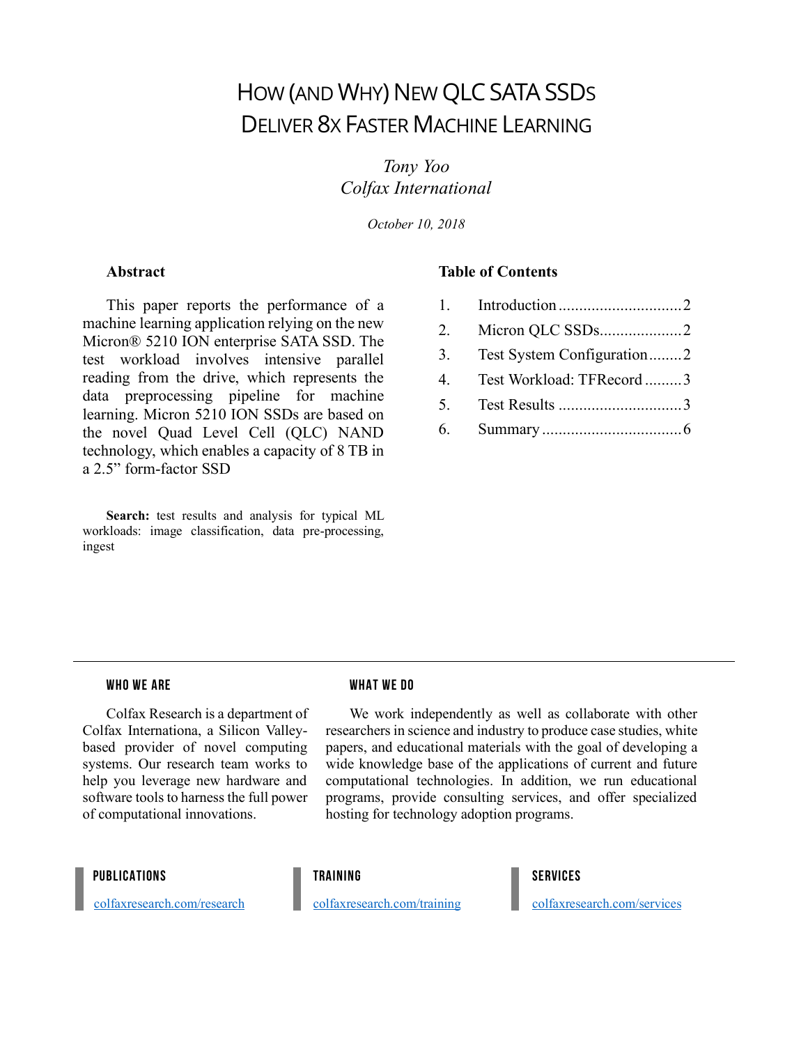# How (and Why) New QLC SATA SSDs Deliver 8x Faster Machine Learning

*Tony Yoo*
*Colfax International*

*October 10, 2018*

### Abstract

This paper reports the performance of a machine learning application relying on the new Micron® 5210 ION enterprise SATA SSD. The test workload involves intensive parallel reading from the drive, which represents the data preprocessing pipeline for machine learning. Micron 5210 ION SSDs are based on the novel Quad Level Cell (QLC) NAND technology, which enables a capacity of 8 TB in a 2.5" form-factor SSD

**Search:** test results and analysis for typical ML workloads: image classification, data pre-processing, ingest

### Table of Contents

1. Introduction .............................. 2
2. Micron QLC SSDs.................... 2
3. Test System Configuration ........ 2
4. Test Workload: TFRecord ......... 3
5. Test Results .............................. 3
6. Summary .................................. 6

---

#### WHO WE ARE

Colfax Research is a department of Colfax Internationa, a Silicon Valley-based provider of novel computing systems. Our research team works to help you leverage new hardware and software tools to harness the full power of computational innovations.

#### WHAT WE DO

We work independently as well as collaborate with other researchers in science and industry to produce case studies, white papers, and educational materials with the goal of developing a wide knowledge base of the applications of current and future computational technologies. In addition, we run educational programs, provide consulting services, and offer specialized hosting for technology adoption programs.

#### PUBLICATIONS

colfaxresearch.com/research

#### TRAINING

colfaxresearch.com/training

#### SERVICES

colfaxresearch.com/services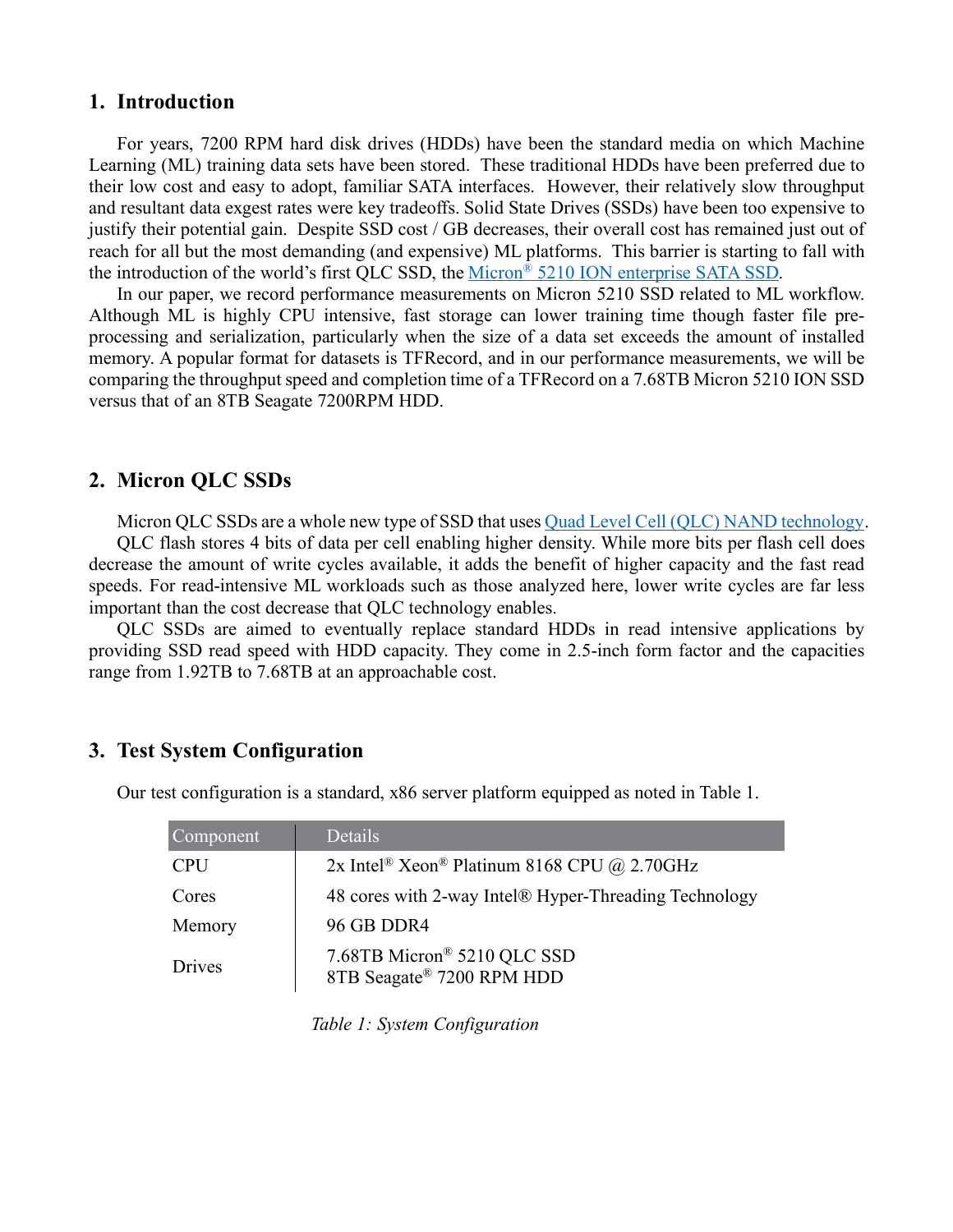## 1. Introduction

For years, 7200 RPM hard disk drives (HDDs) have been the standard media on which Machine Learning (ML) training data sets have been stored. These traditional HDDs have been preferred due to their low cost and easy to adopt, familiar SATA interfaces. However, their relatively slow throughput and resultant data exgest rates were key tradeoffs. Solid State Drives (SSDs) have been too expensive to justify their potential gain. Despite SSD cost / GB decreases, their overall cost has remained just out of reach for all but the most demanding (and expensive) ML platforms. This barrier is starting to fall with the introduction of the world's first QLC SSD, the Micron® 5210 ION enterprise SATA SSD.

In our paper, we record performance measurements on Micron 5210 SSD related to ML workflow. Although ML is highly CPU intensive, fast storage can lower training time though faster file pre-processing and serialization, particularly when the size of a data set exceeds the amount of installed memory. A popular format for datasets is TFRecord, and in our performance measurements, we will be comparing the throughput speed and completion time of a TFRecord on a 7.68TB Micron 5210 ION SSD versus that of an 8TB Seagate 7200RPM HDD.

## 2. Micron QLC SSDs

Micron QLC SSDs are a whole new type of SSD that uses Quad Level Cell (QLC) NAND technology.

QLC flash stores 4 bits of data per cell enabling higher density. While more bits per flash cell does decrease the amount of write cycles available, it adds the benefit of higher capacity and the fast read speeds. For read-intensive ML workloads such as those analyzed here, lower write cycles are far less important than the cost decrease that QLC technology enables.

QLC SSDs are aimed to eventually replace standard HDDs in read intensive applications by providing SSD read speed with HDD capacity. They come in 2.5-inch form factor and the capacities range from 1.92TB to 7.68TB at an approachable cost.

## 3. Test System Configuration

Our test configuration is a standard, x86 server platform equipped as noted in Table 1.

| Component | Details |
|---|---|
| CPU | 2x Intel® Xeon® Platinum 8168 CPU @ 2.70GHz |
| Cores | 48 cores with 2-way Intel® Hyper-Threading Technology |
| Memory | 96 GB DDR4 |
| Drives | 7.68TB Micron® 5210 QLC SSD<br>8TB Seagate® 7200 RPM HDD |

*Table 1: System Configuration*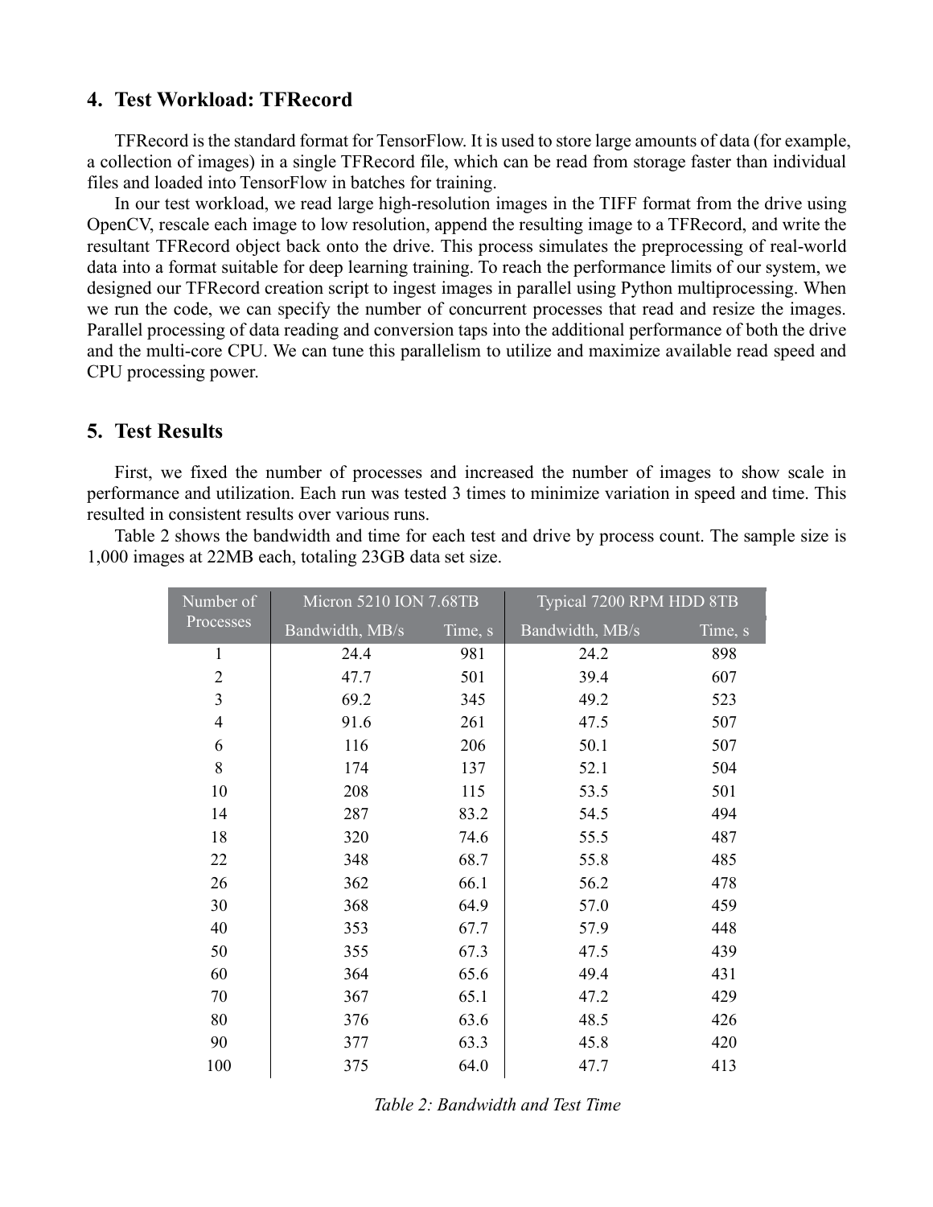## 4. Test Workload: TFRecord

TFRecord is the standard format for TensorFlow. It is used to store large amounts of data (for example, a collection of images) in a single TFRecord file, which can be read from storage faster than individual files and loaded into TensorFlow in batches for training.

In our test workload, we read large high-resolution images in the TIFF format from the drive using OpenCV, rescale each image to low resolution, append the resulting image to a TFRecord, and write the resultant TFRecord object back onto the drive. This process simulates the preprocessing of real-world data into a format suitable for deep learning training. To reach the performance limits of our system, we designed our TFRecord creation script to ingest images in parallel using Python multiprocessing. When we run the code, we can specify the number of concurrent processes that read and resize the images. Parallel processing of data reading and conversion taps into the additional performance of both the drive and the multi-core CPU. We can tune this parallelism to utilize and maximize available read speed and CPU processing power.

## 5. Test Results

First, we fixed the number of processes and increased the number of images to show scale in performance and utilization. Each run was tested 3 times to minimize variation in speed and time. This resulted in consistent results over various runs.

Table 2 shows the bandwidth and time for each test and drive by process count. The sample size is 1,000 images at 22MB each, totaling 23GB data set size.

| Number of Processes | Micron 5210 ION 7.68TB | | Typical 7200 RPM HDD 8TB | |
|---|---|---|---|---|
| | Bandwidth, MB/s | Time, s | Bandwidth, MB/s | Time, s |
| 1 | 24.4 | 981 | 24.2 | 898 |
| 2 | 47.7 | 501 | 39.4 | 607 |
| 3 | 69.2 | 345 | 49.2 | 523 |
| 4 | 91.6 | 261 | 47.5 | 507 |
| 6 | 116 | 206 | 50.1 | 507 |
| 8 | 174 | 137 | 52.1 | 504 |
| 10 | 208 | 115 | 53.5 | 501 |
| 14 | 287 | 83.2 | 54.5 | 494 |
| 18 | 320 | 74.6 | 55.5 | 487 |
| 22 | 348 | 68.7 | 55.8 | 485 |
| 26 | 362 | 66.1 | 56.2 | 478 |
| 30 | 368 | 64.9 | 57.0 | 459 |
| 40 | 353 | 67.7 | 57.9 | 448 |
| 50 | 355 | 67.3 | 47.5 | 439 |
| 60 | 364 | 65.6 | 49.4 | 431 |
| 70 | 367 | 65.1 | 47.2 | 429 |
| 80 | 376 | 63.6 | 48.5 | 426 |
| 90 | 377 | 63.3 | 45.8 | 420 |
| 100 | 375 | 64.0 | 47.7 | 413 |

*Table 2: Bandwidth and Test Time*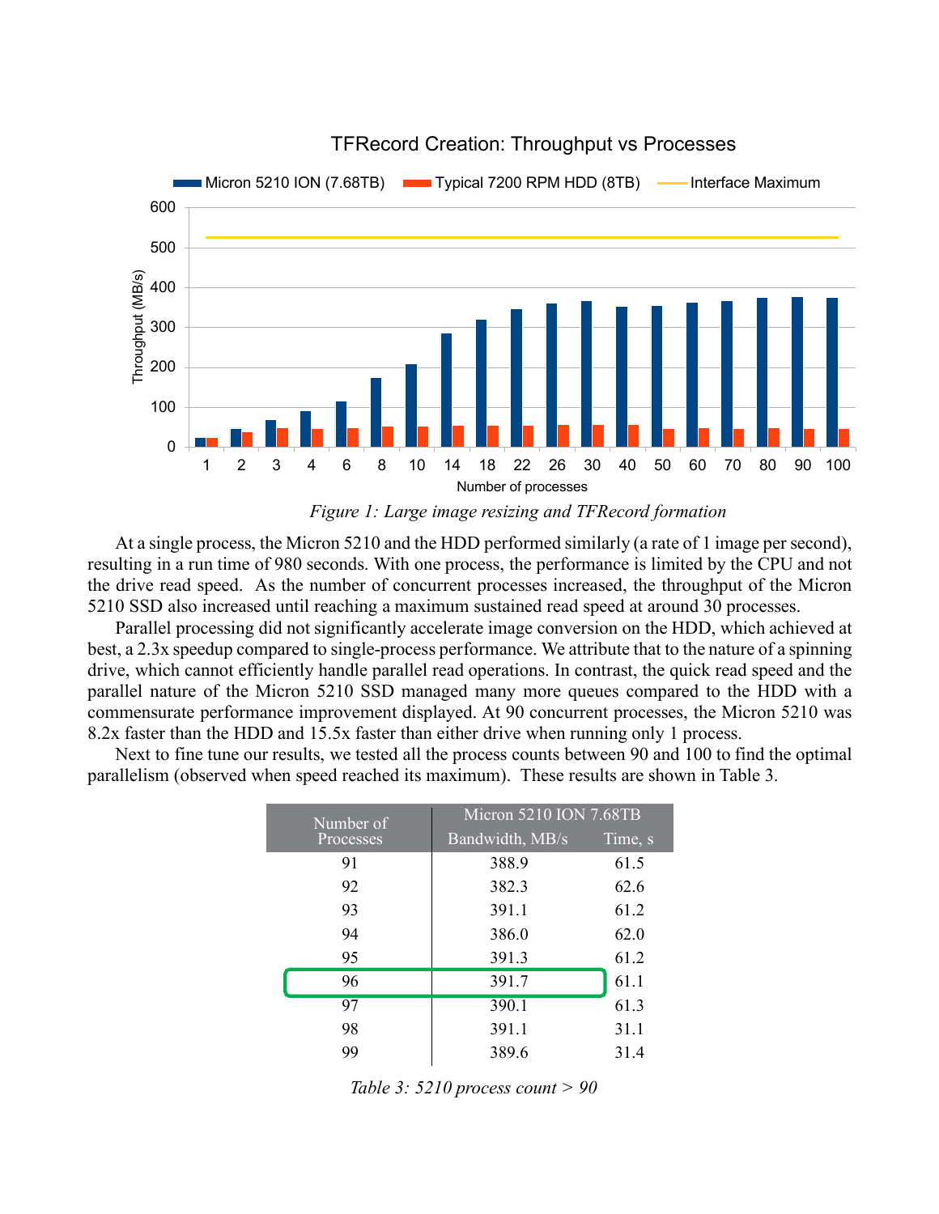*Figure 1: Large image resizing and TFRecord formation*

At a single process, the Micron 5210 and the HDD performed similarly (a rate of 1 image per second), resulting in a run time of 980 seconds. With one process, the performance is limited by the CPU and not the drive read speed. As the number of concurrent processes increased, the throughput of the Micron 5210 SSD also increased until reaching a maximum sustained read speed at around 30 processes.

Parallel processing did not significantly accelerate image conversion on the HDD, which achieved at best, a 2.3x speedup compared to single-process performance. We attribute that to the nature of a spinning drive, which cannot efficiently handle parallel read operations. In contrast, the quick read speed and the parallel nature of the Micron 5210 SSD managed many more queues compared to the HDD with a commensurate performance improvement displayed. At 90 concurrent processes, the Micron 5210 was 8.2x faster than the HDD and 15.5x faster than either drive when running only 1 process.

Next to fine tune our results, we tested all the process counts between 90 and 100 to find the optimal parallelism (observed when speed reached its maximum). These results are shown in Table 3.

| Number of Processes | Micron 5210 ION 7.68TB | |
|---|---|---|
| | Bandwidth, MB/s | Time, s |
| 91 | 388.9 | 61.5 |
| 92 | 382.3 | 62.6 |
| 93 | 391.1 | 61.2 |
| 94 | 386.0 | 62.0 |
| 95 | 391.3 | 61.2 |
| 96 | 391.7 | 61.1 |
| 97 | 390.1 | 61.3 |
| 98 | 391.1 | 31.1 |
| 99 | 389.6 | 31.4 |

*Table 3: 5210 process count > 90*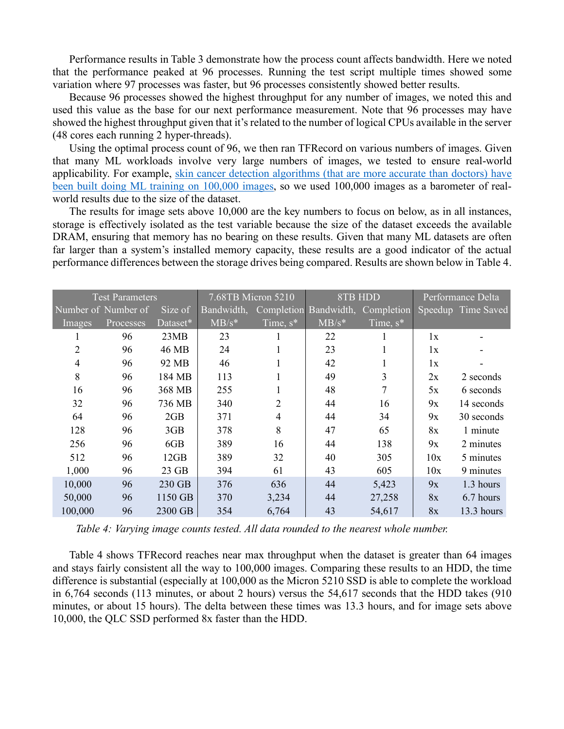Performance results in Table 3 demonstrate how the process count affects bandwidth. Here we noted that the performance peaked at 96 processes. Running the test script multiple times showed some variation where 97 processes was faster, but 96 processes consistently showed better results.

Because 96 processes showed the highest throughput for any number of images, we noted this and used this value as the base for our next performance measurement. Note that 96 processes may have showed the highest throughput given that it's related to the number of logical CPUs available in the server (48 cores each running 2 hyper-threads).

Using the optimal process count of 96, we then ran TFRecord on various numbers of images. Given that many ML workloads involve very large numbers of images, we tested to ensure real-world applicability. For example, [skin cancer detection algorithms (that are more accurate than doctors) have been built doing ML training on 100,000 images](), so we used 100,000 images as a barometer of real-world results due to the size of the dataset.

The results for image sets above 10,000 are the key numbers to focus on below, as in all instances, storage is effectively isolated as the test variable because the size of the dataset exceeds the available DRAM, ensuring that memory has no bearing on these results. Given that many ML datasets are often far larger than a system's installed memory capacity, these results are a good indicator of the actual performance differences between the storage drives being compared. Results are shown below in Table 4.

| Test Parameters | | | 7.68TB Micron 5210 | | 8TB HDD | | Performance Delta | |
|---|---|---|---|---|---|---|---|---|
| Number of Images | Number of Processes | Size of Dataset* | Bandwidth, MB/s* | Completion Time, s* | Bandwidth, MB/s* | Completion Time, s* | Speedup | Time Saved |
| 1 | 96 | 23MB | 23 | 1 | 22 | 1 | 1x | - |
| 2 | 96 | 46 MB | 24 | 1 | 23 | 1 | 1x | - |
| 4 | 96 | 92 MB | 46 | 1 | 42 | 1 | 1x | - |
| 8 | 96 | 184 MB | 113 | 1 | 49 | 3 | 2x | 2 seconds |
| 16 | 96 | 368 MB | 255 | 1 | 48 | 7 | 5x | 6 seconds |
| 32 | 96 | 736 MB | 340 | 2 | 44 | 16 | 9x | 14 seconds |
| 64 | 96 | 2GB | 371 | 4 | 44 | 34 | 9x | 30 seconds |
| 128 | 96 | 3GB | 378 | 8 | 47 | 65 | 8x | 1 minute |
| 256 | 96 | 6GB | 389 | 16 | 44 | 138 | 9x | 2 minutes |
| 512 | 96 | 12GB | 389 | 32 | 40 | 305 | 10x | 5 minutes |
| 1,000 | 96 | 23 GB | 394 | 61 | 43 | 605 | 10x | 9 minutes |
| 10,000 | 96 | 230 GB | 376 | 636 | 44 | 5,423 | 9x | 1.3 hours |
| 50,000 | 96 | 1150 GB | 370 | 3,234 | 44 | 27,258 | 8x | 6.7 hours |
| 100,000 | 96 | 2300 GB | 354 | 6,764 | 43 | 54,617 | 8x | 13.3 hours |

*Table 4: Varying image counts tested. All data rounded to the nearest whole number.*

Table 4 shows TFRecord reaches near max throughput when the dataset is greater than 64 images and stays fairly consistent all the way to 100,000 images. Comparing these results to an HDD, the time difference is substantial (especially at 100,000 as the Micron 5210 SSD is able to complete the workload in 6,764 seconds (113 minutes, or about 2 hours) versus the 54,617 seconds that the HDD takes (910 minutes, or about 15 hours). The delta between these times was 13.3 hours, and for image sets above 10,000, the QLC SSD performed 8x faster than the HDD.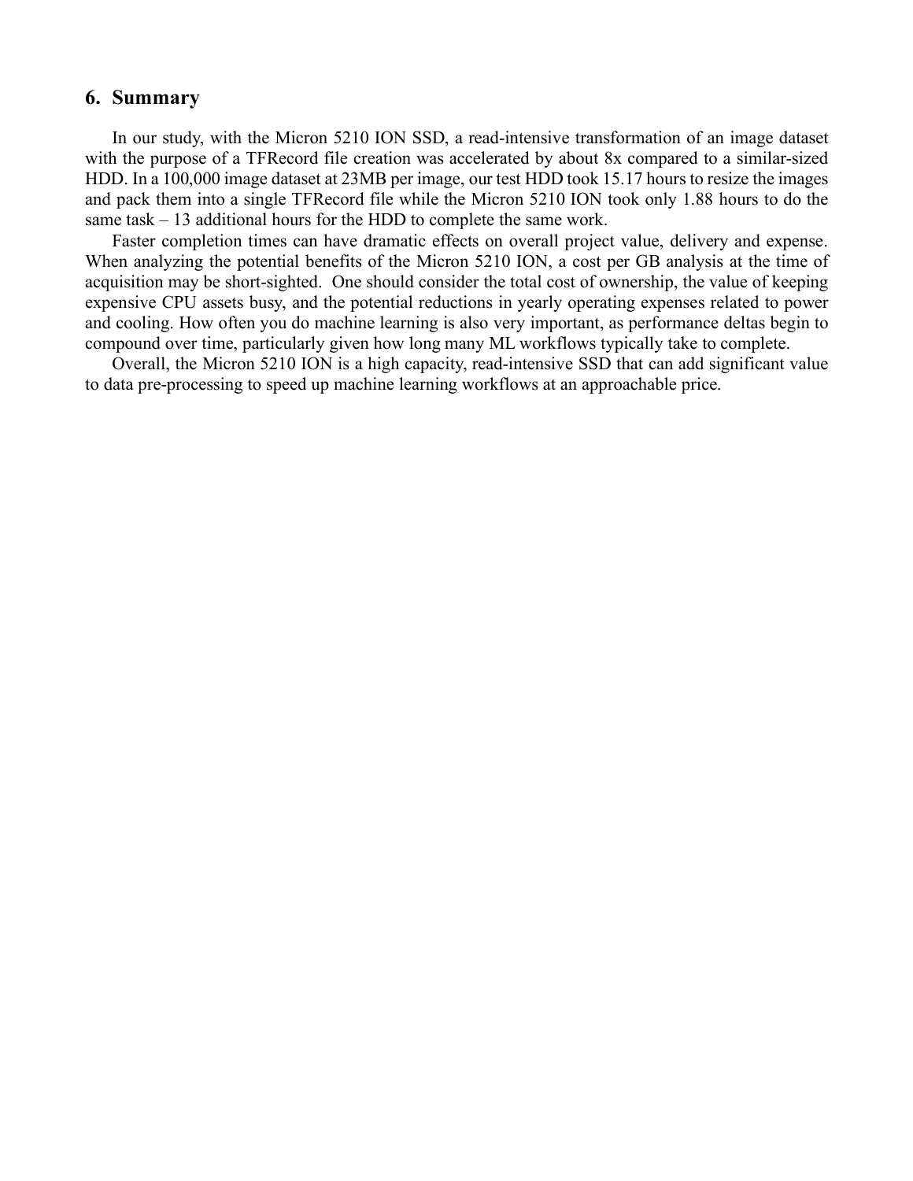## 6. Summary

In our study, with the Micron 5210 ION SSD, a read-intensive transformation of an image dataset with the purpose of a TFRecord file creation was accelerated by about 8x compared to a similar-sized HDD. In a 100,000 image dataset at 23MB per image, our test HDD took 15.17 hours to resize the images and pack them into a single TFRecord file while the Micron 5210 ION took only 1.88 hours to do the same task – 13 additional hours for the HDD to complete the same work.

Faster completion times can have dramatic effects on overall project value, delivery and expense. When analyzing the potential benefits of the Micron 5210 ION, a cost per GB analysis at the time of acquisition may be short-sighted. One should consider the total cost of ownership, the value of keeping expensive CPU assets busy, and the potential reductions in yearly operating expenses related to power and cooling. How often you do machine learning is also very important, as performance deltas begin to compound over time, particularly given how long many ML workflows typically take to complete.

Overall, the Micron 5210 ION is a high capacity, read-intensive SSD that can add significant value to data pre-processing to speed up machine learning workflows at an approachable price.